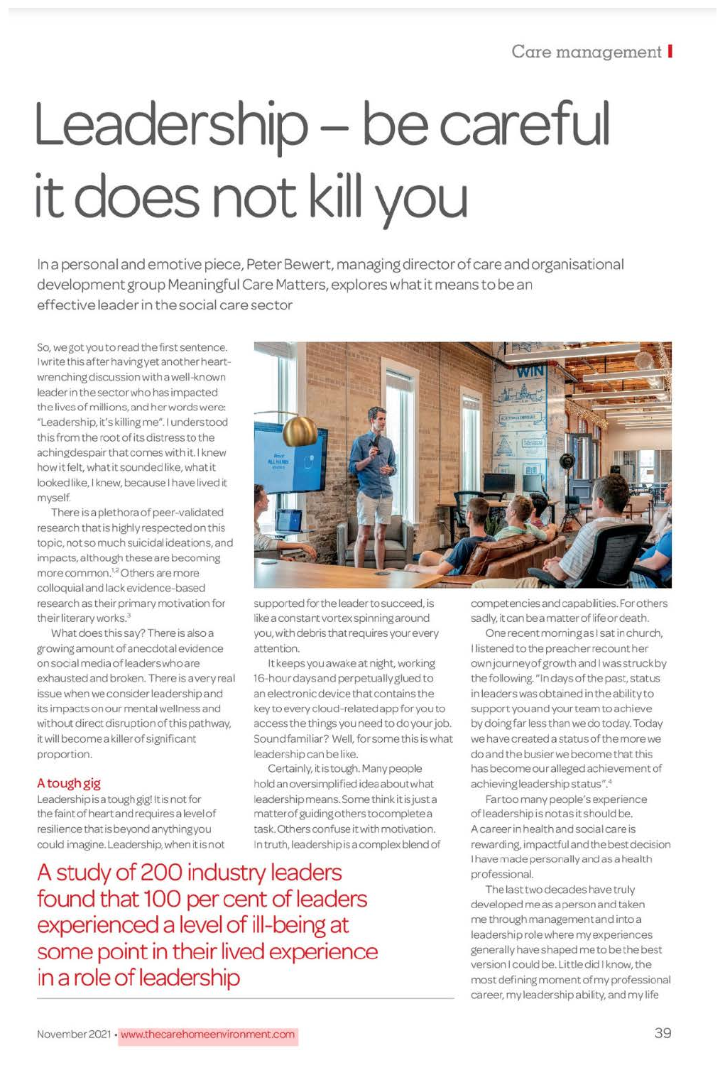# Leadership – be careful it does not kill you

In a personal and emotive piece, Peter Bewert, managing director of care and organisational development group Meaningful Care Matters, explores what it means to be an effective leader in the social care sector

So, we got you to read the first sentence. I write this after having yet another heart-wrenching discussion with a well-known leader in the sector who has impacted the lives of millions, and her words were: "Leadership, it's killing me". I understood this from the root of its distress to the aching despair that comes with it. I knew how it felt, what it sounded like, what it looked like, I knew, because I have lived it myself.

There is a plethora of peer-validated research that is highly respected on this topic, not so much suicidal ideations, and impacts, although these are becoming more common.[1,2] Others are more colloquial and lack evidence-based research as their primary motivation for their literary works.[3]

What does this say? There is also a growing amount of anecdotal evidence on social media of leaders who are exhausted and broken. There is a very real issue when we consider leadership and its impacts on our mental wellness and without direct disruption of this pathway, it will become a killer of significant proportion.

## A tough gig

Leadership is a tough gig! It is not for the faint of heart and requires a level of resilience that is beyond anything you could imagine. Leadership, when it is not supported for the leader to succeed, is like a constant vortex spinning around you, with debris that requires your every attention.

It keeps you awake at night, working 16-hour days and perpetually glued to an electronic device that contains the key to every cloud-related app for you to access the things you need to do your job. Sound familiar? Well, for some this is what leadership can be like.

Certainly, it is tough. Many people hold an oversimplified idea about what leadership means. Some think it is just a matter of guiding others to complete a task. Others confuse it with motivation. In truth, leadership is a complex blend of competencies and capabilities. For others sadly, it can be a matter of life or death.

> A study of 200 industry leaders found that 100 per cent of leaders experienced a level of ill-being at some point in their lived experience in a role of leadership

One recent morning as I sat in church, I listened to the preacher recount her own journey of growth and I was struck by the following. "In days of the past, status in leaders was obtained in the ability to support you and your team to achieve by doing far less than we do today. Today we have created a status of the more we do and the busier we become that this has become our alleged achievement of achieving leadership status".[4]

Far too many people's experience of leadership is not as it should be. A career in health and social care is rewarding, impactful and the best decision I have made personally and as a health professional.

The last two decades have truly developed me as a person and taken me through management and into a leadership role where my experiences generally have shaped me to be the best version I could be. Little did I know, the most defining moment of my professional career, my leadership ability, and my life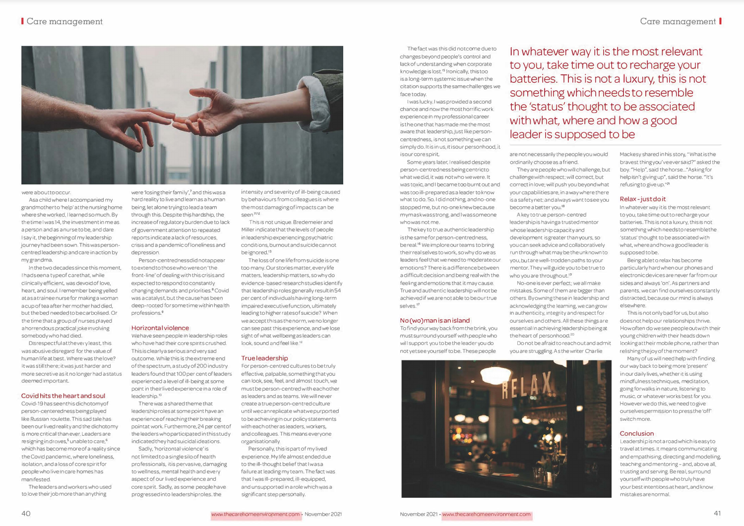were about to occur.

As a child where I accompanied my grandmother to 'help' at the nursing home where she worked, I learned so much. By the time I was 14, the investment in me as a person and as a nurse to be, and dare I say it, the beginning of my leadership journey had been sown. This was person-centred leadership and care in action by my grandma.

In the two decades since this moment, I had seen a type of care that, while clinically efficient, was devoid of love, heart, and soul. I remember being yelled at as a trainee nurse for making a woman a cup of tea after her mother had died, but the bed needed to be carbolised. Or the time that a group of nurses played a horrendous practical joke involving somebody who had died.

Disrespectful at the very least, this was abusive disregard for the value of human life at best. Where was the love? It was still there; it was just harder and more secretive as it no longer had a status deemed important.

## Covid hits the heart and soul

Covid-19 has seen this dichotomy of person-centeredness being played like Russian roulette. This sad tale has been our lived reality and the dichotomy is more critical than ever. Leaders are resigning in droves,[5] unable to care,[6] which has become more of a reality since the Covid pandemic, where loneliness, isolation, and a loss of core spirit for people who live in care homes has manifested.

The leaders and workers who used to love their job more than anything were 'losing their family',[7] and this was a hard reality to live and learn as a human being, let alone trying to lead a team through this. Despite this hardship, the increase of regulatory burden due to lack of government attention to repeated reports indicate a lack of resources, crisis and a pandemic of loneliness and depression.

Person-centredness did not appear to extend to those who were on 'the front-line' of dealing with this crisis and expected to respond to constantly changing demands and priorities.[8] Covid was a catalyst, but the cause has been deep-rooted for some time within health professions.[9]

## Horizontal violence

We have seen people in leadership roles who have had their core spirits crushed. This is clearly a serious and very sad outcome. While this is the extreme end of the spectrum, a study of 200 industry leaders found that 100 per cent of leaders experienced a level of ill-being at some point in their lived experience in a role of leadership.[10]

There was a shared theme that leadership roles at some point have an experience of reaching their breaking point at work. Furthermore, 24 per cent of the leaders who participated in this study indicated they had suicidal ideations.

Sadly, 'horizontal violence' is not limited to a single silo of health professionals, it is pervasive, damaging to wellness, mental health and every aspect of our lived experience and core spirit. Sadly, as some people have progressed into leadership roles, the intensity and severity of ill-being caused by behaviours from colleagues is where the most damaging of impacts can be seen.[11,12]

This is not unique. Bredemeier and Miller indicate that the levels of people in leadership experiencing psychiatric conditions, burnout and suicide cannot be ignored.[13]

The loss of one life from suicide is one too many. Our stories matter, every life matters, leadership matters, so why do evidence-based research studies identify that leadership roles generally result in 54 per cent of individuals having long-term impaired executive function, ultimately leading to higher rates of suicide? When we accept this as the norm, we no longer can see past this experience, and we lose sight of what wellbeing as leaders can look, sound and feel like.[14]

## True leadership

For person-centred cultures to be truly effective, palpable, something that you can look, see, feel, and almost touch, we must be person-centred with each other as leaders and as teams. We will never create a true person-centred culture until we can replicate what we purported to be achieving in our policy statements with each other as leaders, workers, and colleagues. This means everyone organisationally.

Personally, this is part of my lived experience. My life almost ended due to the ill-thought belief that I was a failure at leading my team. The fact was that I was ill-prepared, ill-equipped, and unsupported in a role which was a significant step personally.

The fact was this did not come due to changes beyond people's control and lack of understanding when corporate knowledge is lost.[15] Ironically, this too is a long-term systemic issue when the citation supports the same challenges we face today.

I was lucky. I was provided a second chance and now the most horrific work experience in my professional career is the one that has made me the most aware that leadership, just like person-centredness, is not something we can simply do. It is in us, it is our personhood, it is our core spirit.

Some years later, I realised despite person-centredness being centric to what we did, it was not who we were. It was toxic, and I became too burnt out and was too ill-prepared as a leader to know what to do. So, I did nothing, and no-one stopped me, but no-one knew because my mask was strong, and I was someone who was not me.

The key to true authentic leadership is the same for person-centredness, be real.[16] We implore our teams to bring their real selves to work, so why do we as leaders feel that we need to moderate our emotions? There is a difference between a difficult decision and being real with the feeling and emotions that it may cause. True and authentic leadership will not be achieved if we are not able to be our true selves.[17]

## No (wo)man is an island

To find your way back from the brink, you must surround yourself with people who will support you to be the leader you do not yet see yourself to be. These people are not necessarily the people you would ordinarily choose as a friend.

They are people who will challenge, but challenge with respect; will correct, but correct in love; will push you beyond what your capabilities are, in a way where there is a safety net; and always want to see you become a better you.[18]

A key to true person-centred leadership is having a trusted mentor whose leadership capacity and development is greater than yours, so you can seek advice and collaboratively run through what may be the unknown to you, but are well-trodden paths to your mentor. They will guide you to be true to who you are throughout.[19]

No-one is ever perfect; we all make mistakes. Some of them are bigger than others. By owning these in leadership and acknowledging the learning, we can grow in authenticity, integrity and respect for ourselves and others. All these things are essential in achieving leadership being at the heart of personhood.[20]

Do not be afraid to reach out and admit you are struggling. As the writer Charlie Mackesy shared in his story, "What is the bravest thing you've ever said?" asked the boy. "Help", said the horse..."Asking for help isn't giving up", said the horse. "It's refusing to give up."[21]

> In whatever way it is the most relevant to you, take time out to recharge your batteries. This is not a luxury, this is not something which needs to resemble the 'status' thought to be associated with what, where and how a good leader is supposed to be

## Relax - just do it

In whatever way it is the most relevant to you, take time out to recharge your batteries. This is not a luxury, this is not something which needs to resemble the 'status' thought to be associated with what, where and how a good leader is supposed to be.

Being able to relax has become particularly hard when our phones and electronic devices are never far from our sides and always 'on'. As partners and parents, we can find ourselves constantly distracted, because our mind is always elsewhere.

This is not only bad for us, but also does not help our relationships thrive. How often do we see people out with their young children with their heads down looking at their mobile phone, rather than relishing the joy of the moment?

Many of us will need help with finding our way back to being more 'present' in our daily lives, whether it is using mindfulness techniques, meditation, going for walks in nature, listening to music, or whatever works best for you. However we do this, we need to give ourselves permission to press the 'off' switch more.

## Conclusion

Leadership is not a road which is easy to travel at times. It means communicating and empathising, directing and modelling, teaching and mentoring – and, above all, trusting and serving. Be real, surround yourself with people who truly have your best intentions at heart, and know mistakes are normal.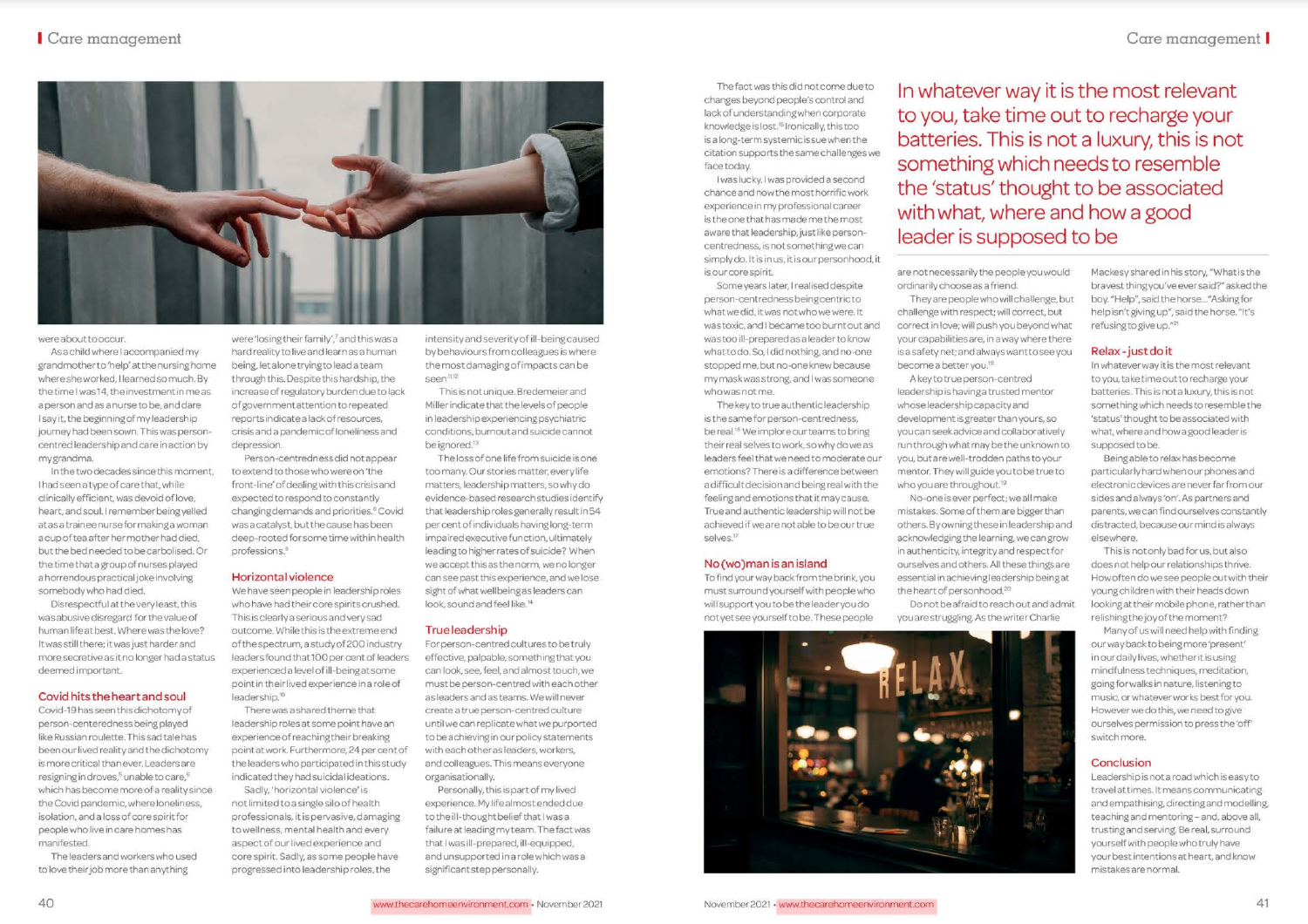were about to occur.

As a child where I accompanied my grandmother to 'help' at the nursing home where she worked, I learned so much. By the time I was 14, the investment in me as a person and as a nurse to be, and dare I say it, the beginning of my leadership journey had been sown. This was person-centred leadership and care in action by my grandma.

In the two decades since this moment, I had seen a type of care that, while clinically efficient, was devoid of love, heart, and soul. I remember being yelled at as a trainee nurse for making a woman a cup of tea after her mother had died, but the bed needed to be carbolised. Or the time that a group of nurses played a horrendous practical joke involving somebody who had died.

Disrespectful at the very least, this was abusive disregard for the value of human life at best. Where was the love? It was still there; it was just harder and more secretive as it no longer had a status deemed important.

## Covid hits the heart and soul

Covid-19 has seen this dichotomy of person-centeredness being played like Russian roulette. This sad tale has been our lived reality and the dichotomy is more critical than ever. Leaders are resigning in droves,[5] unable to care,[6] which has become more of a reality since the Covid pandemic, where loneliness, isolation, and a loss of core spirit for people who live in care homes has manifested.

The leaders and workers who used to love their job more than anything were 'losing their family',[7] and this was a hard reality to live and learn as a human being, let alone trying to lead a team through this. Despite this hardship, the increase of regulatory burden due to lack of government attention to repeated reports indicate a lack of resources, crisis and a pandemic of loneliness and depression.

Person-centredness did not appear to extend to those who were on 'the front-line' of dealing with this crisis and expected to respond to constantly changing demands and priorities.[8] Covid was a catalyst, but the cause has been deep-rooted for some time within health professions.[9]

## Horizontal violence

We have seen people in leadership roles who have had their core spirits crushed. This is clearly a serious and very sad outcome. While this is the extreme end of the spectrum, a study of 200 industry leaders found that 100 per cent of leaders experienced a level of ill-being at some point in their lived experience in a role of leadership.[10]

There was a shared theme that leadership roles at some point have an experience of reaching their breaking point at work. Furthermore, 24 per cent of the leaders who participated in this study indicated they had suicidal ideations.

Sadly, 'horizontal violence' is not limited to a single silo of health professionals, it is pervasive, damaging to wellness, mental health and every aspect of our lived experience and core spirit. Sadly, as some people have progressed into leadership roles, the intensity and severity of ill-being caused by behaviours from colleagues is where the most damaging of impacts can be seen.[11,12]

This is not unique. Bredemeier and Miller indicate that the levels of people in leadership experiencing psychiatric conditions, burnout and suicide cannot be ignored.[13]

The loss of one life from suicide is one too many. Our stories matter, every life matters, leadership matters, so why do evidence-based research studies identify that leadership roles generally result in 54 per cent of individuals having long-term impaired executive function, ultimately leading to higher rates of suicide? When we accept this as the norm, we no longer can see past this experience, and we lose sight of what wellbeing as leaders can look, sound and feel like.[14]

## True leadership

For person-centred cultures to be truly effective, palpable, something that you can look, see, feel, and almost touch, we must be person-centred with each other as leaders and as teams. We will never create a true person-centred culture until we can replicate what we purported to be achieving in our policy statements with each other as leaders, workers, and colleagues. This means everyone organisationally.

Personally, this is part of my lived experience. My life almost ended due to the ill-thought belief that I was a failure at leading my team. The fact was that I was ill-prepared, ill-equipped, and unsupported in a role which was a significant step personally.

The fact was this did not come due to changes beyond people's control and lack of understanding when corporate knowledge is lost.[15] Ironically, this too is a long-term systemic issue when the citation supports the same challenges we face today.

I was lucky. I was provided a second chance and now the most horrific work experience in my professional career is the one that has made me the most aware that leadership, just like person-centredness, is not something we can simply do. It is in us, it is our personhood, it is our core spirit.

Some years later, I realised despite person-centredness being centric to what we did, it was not who we were. It was toxic, and I became too burnt out and was too ill-prepared as a leader to know what to do. So, I did nothing, and no-one stopped me, but no-one knew because my mask was strong, and I was someone who was not me.

The key to true authentic leadership is the same for person-centredness, be real.[16] We implore our teams to bring their real selves to work, so why do we as leaders feel that we need to moderate our emotions? There is a difference between a difficult decision and being real with the feeling and emotions that it may cause. True and authentic leadership will not be achieved if we are not able to be our true selves.[17]

## No (wo)man is an island

To find your way back from the brink, you must surround yourself with people who will support you to be the leader you do not yet see yourself to be. These people are not necessarily the people you would ordinarily choose as a friend.

They are people who will challenge, but challenge with respect; will correct, but correct in love; will push you beyond what your capabilities are, in a way where there is a safety net; and always want to see you become a better you.[18]

A key to true person-centred leadership is having a trusted mentor whose leadership capacity and development is greater than yours, so you can seek advice and collaboratively run through what may be the unknown to you, but are well-trodden paths to your mentor. They will guide you to be true to who you are throughout.[19]

No-one is ever perfect; we all make mistakes. Some of them are bigger than others. By owning these in leadership and acknowledging the learning, we can grow in authenticity, integrity and respect for ourselves and others. All these things are essential in achieving leadership being at the heart of personhood.[20]

Do not be afraid to reach out and admit you are struggling. As the writer Charlie Mackesy shared in his story, "What is the bravest thing you've ever said?" asked the boy. "Help", said the horse..."Asking for help isn't giving up", said the horse. "It's refusing to give up."[21]

## Relax – just do it

In whatever way it is the most relevant to you, take time out to recharge your batteries. This is not a luxury, this is not something which needs to resemble the 'status' thought to be associated with what, where and how a good leader is supposed to be.

Being able to relax has become particularly hard when our phones and electronic devices are never far from our sides and always 'on'. As partners and parents, we can find ourselves constantly distracted, because our mind is always elsewhere.

This is not only bad for us, but also does not help our relationships thrive. How often do we see people out with their young children with their heads down looking at their mobile phone, rather than relishing the joy of the moment?

Many of us will need help with finding our way back to being more 'present' in our daily lives, whether it is using mindfulness techniques, meditation, going for walks in nature, listening to music, or whatever works best for you. However we do this, we need to give ourselves permission to press the 'off' switch more.

## Conclusion

Leadership is not a road which is easy to travel at times. It means communicating and empathising, directing and modelling, teaching and mentoring – and, above all, trusting and serving. Be real, surround yourself with people who truly have your best intentions at heart, and know mistakes are normal.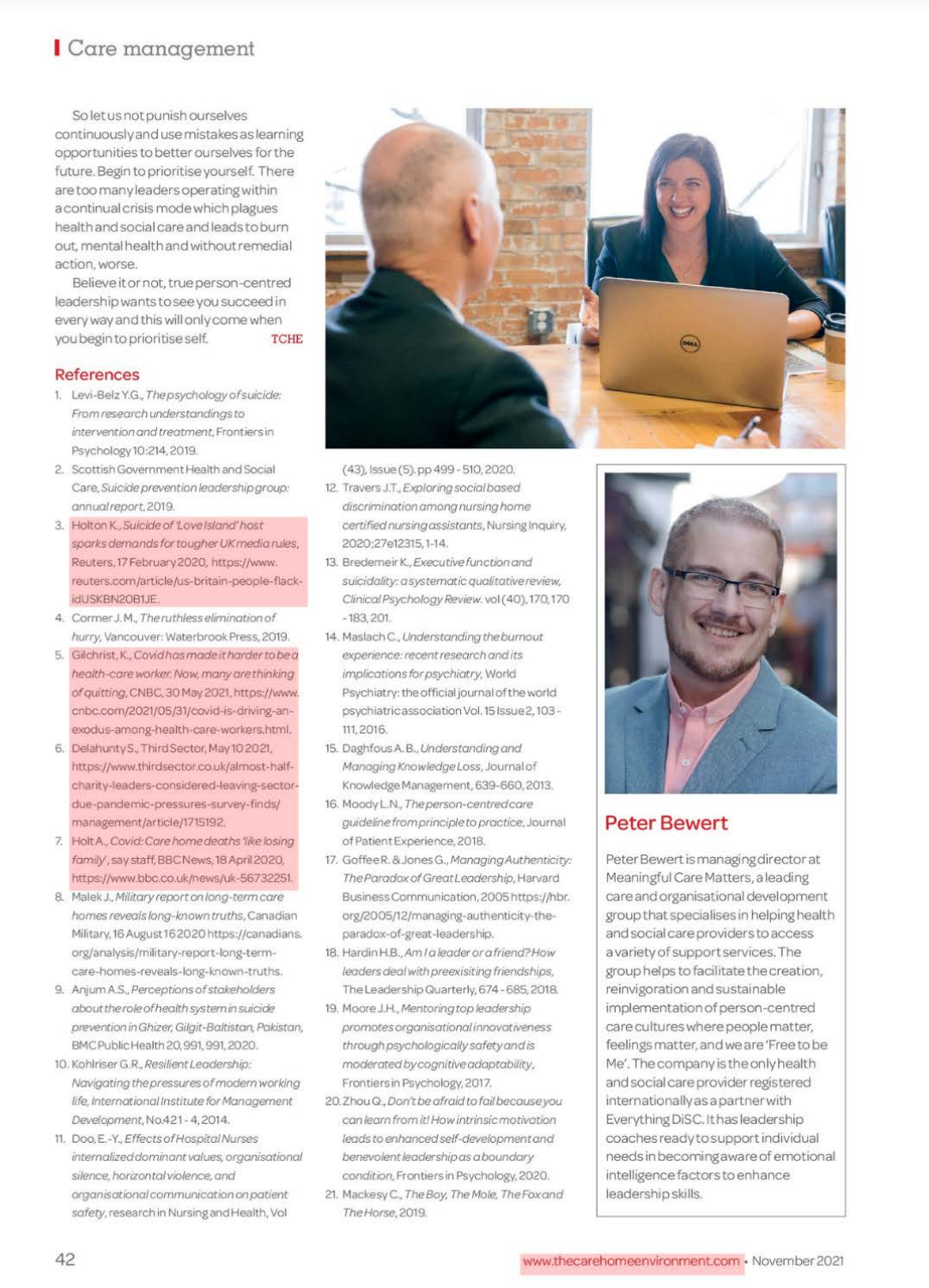So let us not punish ourselves continuously and use mistakes as learning opportunities to better ourselves for the future. Begin to prioritise yourself. There are too many leaders operating within a continual crisis mode which plagues health and social care and leads to burn out, mental health and without remedial action, worse.

Believe it or not, true person-centred leadership wants to see you succeed in every way and this will only come when you begin to prioritise self. TCHE

## References

1. Levi-Belz Y.G., *The psychology of suicide: From research understandings to intervention and treatment*, Frontiers in Psychology 10:214, 2019.
2. Scottish Government Health and Social Care, *Suicide prevention leadership group: annual report*, 2019.
3. Holton K., *Suicide of 'Love Island' host sparks demands for tougher UK media rules*, Reuters, 17 February 2020, https://www.reuters.com/article/us-britain-people-flack-idUSKBN20B1JE.
4. Cormer J. M., *The ruthless elimination of hurry*, Vancouver: Waterbrook Press, 2019.
5. Gilchrist, K., *Covid has made it harder to be a health-care worker. Now, many are thinking of quitting*, CNBC, 30 May 2021, https://www.cnbc.com/2021/05/31/covid-is-driving-an-exodus-among-health-care-workers.html.
6. Delahunty S., Third Sector, May 10 2021, https://www.thirdsector.co.uk/almost-half-charity-leaders-considered-leaving-sector-due-pandemic-pressures-survey-finds/management/article/1715192.
7. Holt A., *Covid: Care home deaths 'like losing family'*, say staff, BBC News, 18 April 2020, https://www.bbc.co.uk/news/uk-56732251.
8. Malek J., *Military report on long-term care homes reveals long-known truths*, Canadian Military, 16 August 16 2020 https://canadians.org/analysis/military-report-long-term-care-homes-reveals-long-known-truths.
9. Anjum A.S., *Perceptions of stakeholders about the role of health system in suicide prevention in Ghizer, Gilgit-Baltistan, Pakistan*, BMC Public Health 20, 991, 991, 2020.
10. Kohlriser G.R., *Resilient Leadership: Navigating the pressures of modern working life*, International Institute for Management Development, No.421 - 4, 2014.
11. Doo, E.-Y., *Effects of Hospital Nurses internalized dominant values, organisational silence, horizontal violence, and organisational communication on patient safety*, research in Nursing and Health, Vol (43), Issue (5). pp 499 - 510, 2020.
12. Travers J.T., *Exploring social based discrimination among nursing home certified nursing assistants*, Nursing Inquiry, 2020;27e12315, 1-14.
13. Bredemeir K., *Executive function and suicidality: a systematic qualitative review*, *Clinical Psychology Review*. vol (40), 170, 170 - 183, 201.
14. Maslach C., *Understanding the burnout experience: recent research and its implications for psychiatry*, World Psychiatry: the official journal of the world psychiatric association Vol. 15 Issue 2, 103 - 111, 2016.
15. Daghfous A. B., *Understanding and Managing Knowledge Loss*, Journal of Knowledge Management, 639-660, 2013.
16. Moody L.N., *The person-centred care guideline from principle to practice*, Journal of Patient Experience, 2018.
17. Goffee R. & Jones G., *Managing Authenticity: The Paradox of Great Leadership*, Harvard Business Communication, 2005 https://hbr.org/2005/12/managing-authenticity-the-paradox-of-great-leadership.
18. Hardin H.B., *Am I a leader or a friend? How leaders deal with preexisiting friendships*, The Leadership Quarterly, 674 - 685, 2018.
19. Moore J.H., *Mentoring top leadership promotes organisational innovativeness through psychologically safety and is moderated by cognitive adaptability*, Frontiers in Psychology, 2017.
20. Zhou Q., *Don't be afraid to fail because you can learn from it! How intrinsic motivation leads to enhanced self-development and benevolent leadership as a boundary condition*, Frontiers in Psychology, 2020.
21. Mackesy C., *The Boy, The Mole, The Fox and The Horse*, 2019.

## Peter Bewert

Peter Bewert is managing director at Meaningful Care Matters, a leading care and organisational development group that specialises in helping health and social care providers to access a variety of support services. The group helps to facilitate the creation, reinvigoration and sustainable implementation of person-centred care cultures where people matter, feelings matter, and we are 'Free to be Me'. The company is the only health and social care provider registered internationally as a partner with Everything DiSC. It has leadership coaches ready to support individual needs in becoming aware of emotional intelligence factors to enhance leadership skills.